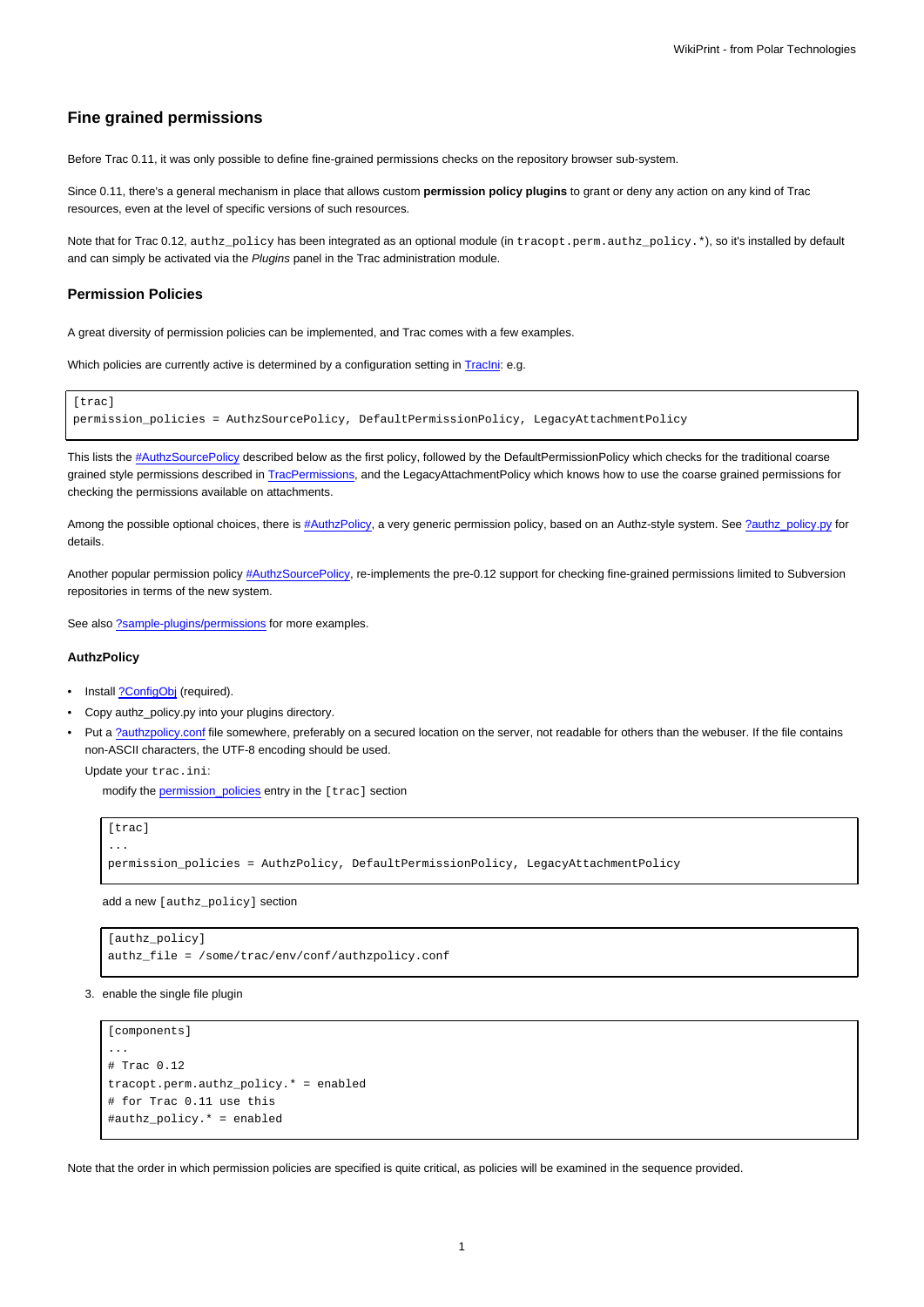## Fine grained permissions

Before Trac 0.11, it was only possible to define fine-grained permissions checks on the repository browser sub-system.

Since 0.11, there's a general mechanism in place that allows custom **permission policy plugins** to grant or deny any action on any kind of Trac resources, even at the level of specific versions of such resources.

Note that for Trac 0.12, `authz_policy` has been integrated as an optional module (in `tracopt.perm.authz_policy.*`), so it's installed by default and can simply be activated via the *Plugins* panel in the Trac administration module.

### Permission Policies

A great diversity of permission policies can be implemented, and Trac comes with a few examples.

Which policies are currently active is determined by a configuration setting in TracIni: e.g.

```
[trac]
permission_policies = AuthzSourcePolicy, DefaultPermissionPolicy, LegacyAttachmentPolicy
```

This lists the #AuthzSourcePolicy described below as the first policy, followed by the DefaultPermissionPolicy which checks for the traditional coarse grained style permissions described in TracPermissions, and the LegacyAttachmentPolicy which knows how to use the coarse grained permissions for checking the permissions available on attachments.

Among the possible optional choices, there is #AuthzPolicy, a very generic permission policy, based on an Authz-style system. See ?authz_policy.py for details.

Another popular permission policy #AuthzSourcePolicy, re-implements the pre-0.12 support for checking fine-grained permissions limited to Subversion repositories in terms of the new system.

See also ?sample-plugins/permissions for more examples.

#### AuthzPolicy

- Install ?ConfigObj (required).
- Copy authz_policy.py into your plugins directory.
- Put a ?authzpolicy.conf file somewhere, preferably on a secured location on the server, not readable for others than the webuser. If the file contains non-ASCII characters, the UTF-8 encoding should be used.

  Update your `trac.ini`:

  modify the permission_policies entry in the `[trac]` section

```
[trac]
...
permission_policies = AuthzPolicy, DefaultPermissionPolicy, LegacyAttachmentPolicy
```

  add a new `[authz_policy]` section

```
[authz_policy]
authz_file = /some/trac/env/conf/authzpolicy.conf
```

3. enable the single file plugin

```
[components]
...
# Trac 0.12
tracopt.perm.authz_policy.* = enabled
# for Trac 0.11 use this
#authz_policy.* = enabled
```

Note that the order in which permission policies are specified is quite critical, as policies will be examined in the sequence provided.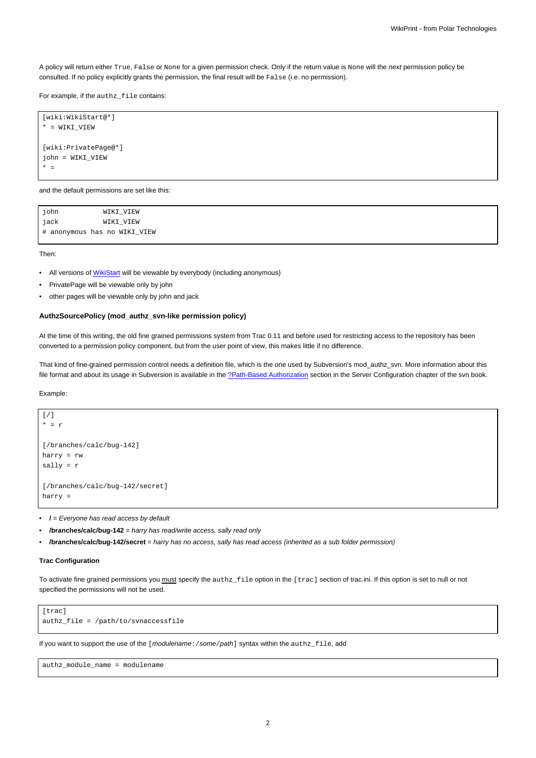A policy will return either `True`, `False` or `None` for a given permission check. Only if the return value is `None` will the *next* permission policy be consulted. If no policy explicitly grants the permission, the final result will be `False` (i.e. no permission).

For example, if the `authz_file` contains:

```
[wiki:WikiStart@*]
* = WIKI_VIEW

[wiki:PrivatePage@*]
john = WIKI_VIEW
* =
```

and the default permissions are set like this:

```
john           WIKI_VIEW
jack           WIKI_VIEW
# anonymous has no WIKI_VIEW
```

Then:

- All versions of WikiStart will be viewable by everybody (including anonymous)
- PrivatePage will be viewable only by john
- other pages will be viewable only by john and jack

#### AuthzSourcePolicy (mod_authz_svn-like permission policy)

At the time of this writing, the old fine grained permissions system from Trac 0.11 and before used for restricting access to the repository has been converted to a permission policy component, but from the user point of view, this makes little if no difference.

That kind of fine-grained permission control needs a definition file, which is the one used by Subversion's mod_authz_svn. More information about this file format and about its usage in Subversion is available in the ?Path-Based Authorization section in the Server Configuration chapter of the svn book.

Example:

```
[/]
* = r

[/branches/calc/bug-142]
harry = rw
sally = r

[/branches/calc/bug-142/secret]
harry =
```

- **/** = *Everyone has read access by default*
- **/branches/calc/bug-142** = *harry has read/write access, sally read only*
- **/branches/calc/bug-142/secret** = *harry has no access, sally has read access (inherited as a sub folder permission)*

##### Trac Configuration

To activate fine grained permissions you <u>must</u> specify the `authz_file` option in the `[trac]` section of trac.ini. If this option is set to null or not specified the permissions will not be used.

```
[trac]
authz_file = /path/to/svnaccessfile
```

If you want to support the use of the `[`*modulename*`:/`*some*`/`*path*`]` syntax within the `authz_file`, add

```
authz_module_name = modulename
```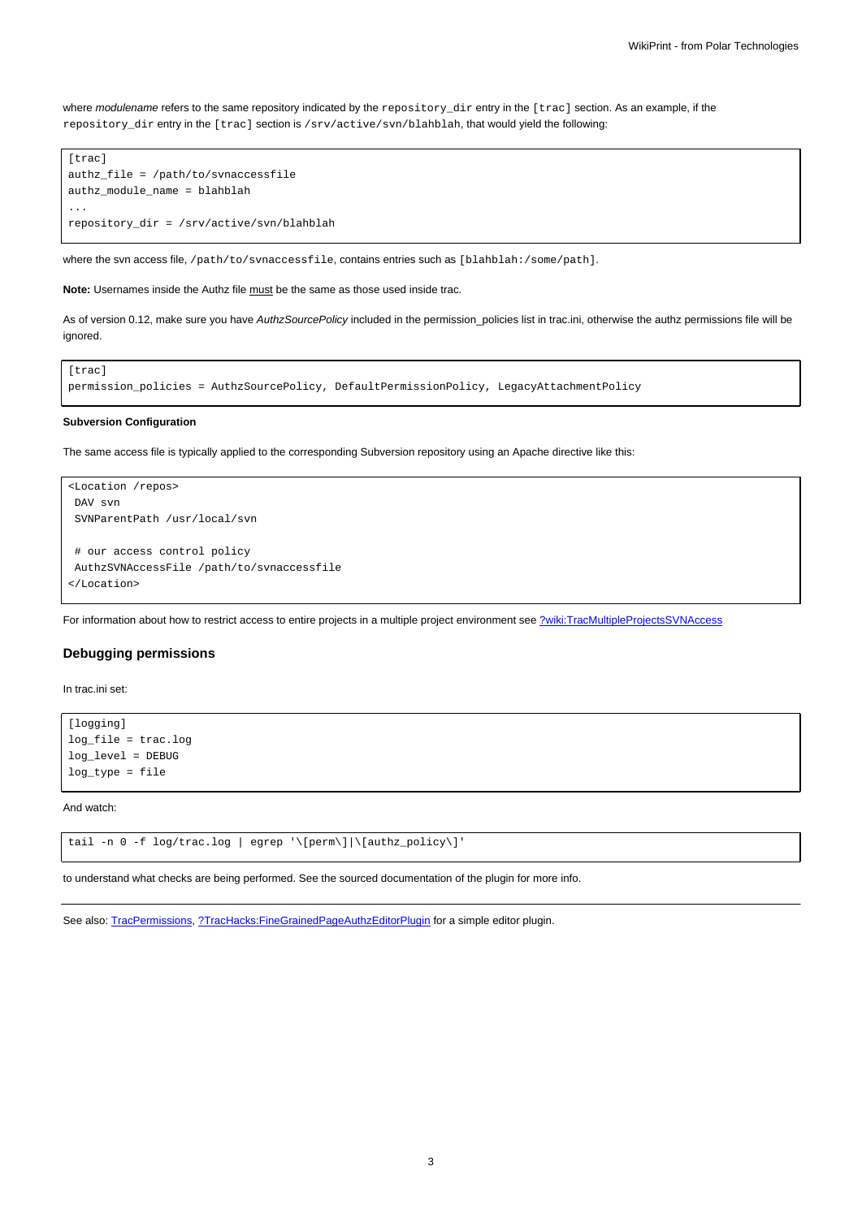where *modulename* refers to the same repository indicated by the `repository_dir` entry in the `[trac]` section. As an example, if the `repository_dir` entry in the `[trac]` section is `/srv/active/svn/blahblah`, that would yield the following:

```
[trac]
authz_file = /path/to/svnaccessfile
authz_module_name = blahblah
...
repository_dir = /srv/active/svn/blahblah
```

where the svn access file, `/path/to/svnaccessfile`, contains entries such as `[blahblah:/some/path]`.

**Note:** Usernames inside the Authz file must be the same as those used inside trac.

As of version 0.12, make sure you have *AuthzSourcePolicy* included in the permission_policies list in trac.ini, otherwise the authz permissions file will be ignored.

```
[trac]
permission_policies = AuthzSourcePolicy, DefaultPermissionPolicy, LegacyAttachmentPolicy
```

#### Subversion Configuration

The same access file is typically applied to the corresponding Subversion repository using an Apache directive like this:

```
<Location /repos>
 DAV svn
 SVNParentPath /usr/local/svn

 # our access control policy
 AuthzSVNAccessFile /path/to/svnaccessfile
</Location>
```

For information about how to restrict access to entire projects in a multiple project environment see ?wiki:TracMultipleProjectsSVNAccess

### Debugging permissions

In trac.ini set:

```
[logging]
log_file = trac.log
log_level = DEBUG
log_type = file
```

And watch:

```
tail -n 0 -f log/trac.log | egrep '\[perm\]|\[authz_policy\]'
```

to understand what checks are being performed. See the sourced documentation of the plugin for more info.

---

See also: TracPermissions, ?TracHacks:FineGrainedPageAuthzEditorPlugin for a simple editor plugin.